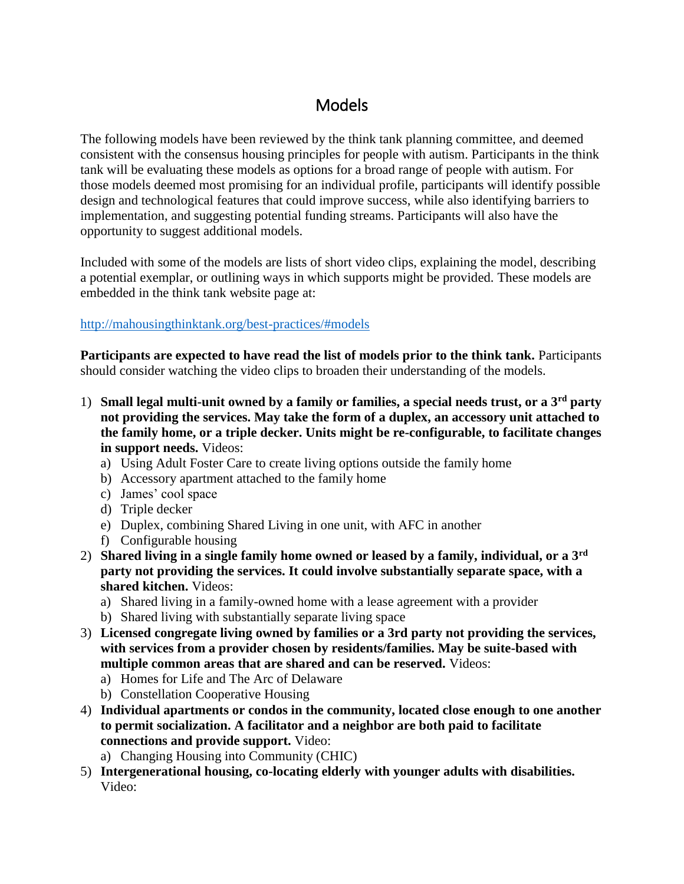# Models

The following models have been reviewed by the think tank planning committee, and deemed consistent with the consensus housing principles for people with autism. Participants in the think tank will be evaluating these models as options for a broad range of people with autism. For those models deemed most promising for an individual profile, participants will identify possible design and technological features that could improve success, while also identifying barriers to implementation, and suggesting potential funding streams. Participants will also have the opportunity to suggest additional models.

Included with some of the models are lists of short video clips, explaining the model, describing a potential exemplar, or outlining ways in which supports might be provided. These models are embedded in the think tank website page at:

http://mahousingthinktank.org/best-practices/#models

**Participants are expected to have read the list of models prior to the think tank.** Participants should consider watching the video clips to broaden their understanding of the models.

1) **Small legal multi-unit owned by a family or families, a special needs trust, or a 3rd party not providing the services. May take the form of a duplex, an accessory unit attached to the family home, or a triple decker. Units might be re-configurable, to facilitate changes in support needs.** Videos:
   a) Using Adult Foster Care to create living options outside the family home
   b) Accessory apartment attached to the family home
   c) James' cool space
   d) Triple decker
   e) Duplex, combining Shared Living in one unit, with AFC in another
   f) Configurable housing
2) **Shared living in a single family home owned or leased by a family, individual, or a 3rd party not providing the services. It could involve substantially separate space, with a shared kitchen.** Videos:
   a) Shared living in a family-owned home with a lease agreement with a provider
   b) Shared living with substantially separate living space
3) **Licensed congregate living owned by families or a 3rd party not providing the services, with services from a provider chosen by residents/families. May be suite-based with multiple common areas that are shared and can be reserved.** Videos:
   a) Homes for Life and The Arc of Delaware
   b) Constellation Cooperative Housing
4) **Individual apartments or condos in the community, located close enough to one another to permit socialization. A facilitator and a neighbor are both paid to facilitate connections and provide support.** Video:
   a) Changing Housing into Community (CHIC)
5) **Intergenerational housing, co-locating elderly with younger adults with disabilities.** Video: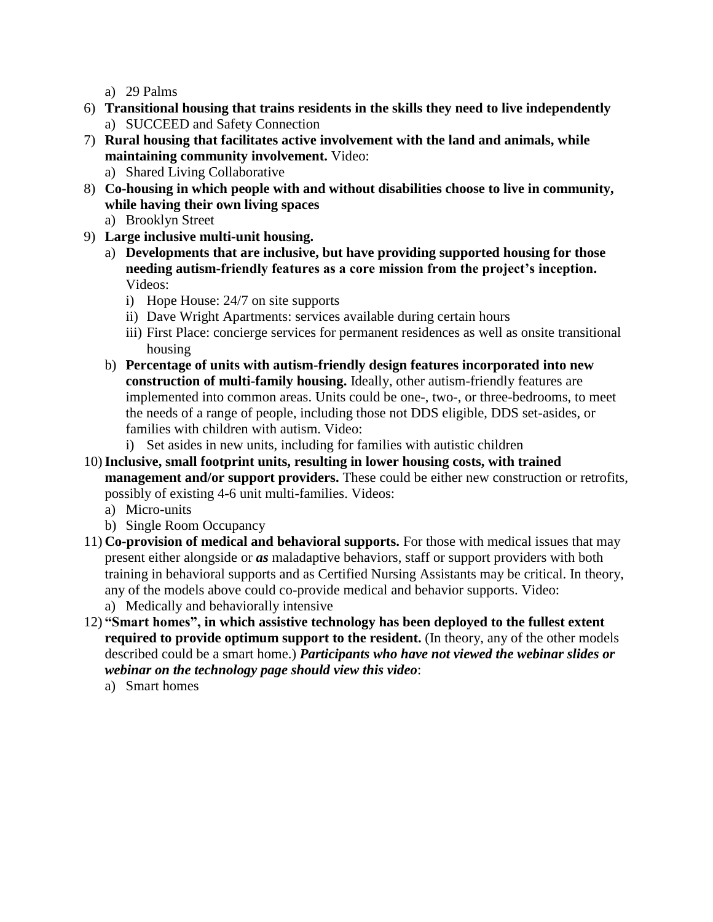a) 29 Palms

6) **Transitional housing that trains residents in the skills they need to live independently**
   a) SUCCEED and Safety Connection

7) **Rural housing that facilitates active involvement with the land and animals, while maintaining community involvement.** Video:
   a) Shared Living Collaborative

8) **Co-housing in which people with and without disabilities choose to live in community, while having their own living spaces**
   a) Brooklyn Street

9) **Large inclusive multi-unit housing.**
   a) **Developments that are inclusive, but have providing supported housing for those needing autism-friendly features as a core mission from the project's inception.** Videos:
      i) Hope House: 24/7 on site supports
      ii) Dave Wright Apartments: services available during certain hours
      iii) First Place: concierge services for permanent residences as well as onsite transitional housing
   b) **Percentage of units with autism-friendly design features incorporated into new construction of multi-family housing.** Ideally, other autism-friendly features are implemented into common areas. Units could be one-, two-, or three-bedrooms, to meet the needs of a range of people, including those not DDS eligible, DDS set-asides, or families with children with autism. Video:
      i) Set asides in new units, including for families with autistic children

10) **Inclusive, small footprint units, resulting in lower housing costs, with trained management and/or support providers.** These could be either new construction or retrofits, possibly of existing 4-6 unit multi-families. Videos:
    a) Micro-units
    b) Single Room Occupancy

11) **Co-provision of medical and behavioral supports.** For those with medical issues that may present either alongside or ***as*** maladaptive behaviors, staff or support providers with both training in behavioral supports and as Certified Nursing Assistants may be critical. In theory, any of the models above could co-provide medical and behavior supports. Video:
    a) Medically and behaviorally intensive

12) **"Smart homes", in which assistive technology has been deployed to the fullest extent required to provide optimum support to the resident.** (In theory, any of the other models described could be a smart home.) ***Participants who have not viewed the webinar slides or webinar on the technology page should view this video***:
    a) Smart homes